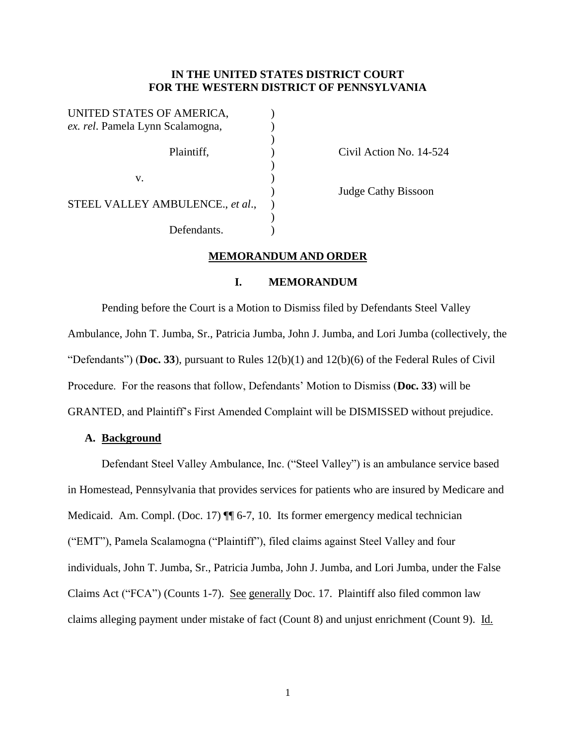**IN THE UNITED STATES DISTRICT COURT**
**FOR THE WESTERN DISTRICT OF PENNSYLVANIA**

| | | |
|---|---|---|
| UNITED STATES OF AMERICA, *ex. rel*. Pamela Lynn Scalamogna, | ) | |
| Plaintiff, | ) | Civil Action No. 14-524 |
| v. | ) | Judge Cathy Bissoon |
| STEEL VALLEY AMBULENCE., *et al*., | ) | |
| Defendants. | ) | |

## **MEMORANDUM AND ORDER**

### **I. MEMORANDUM**

Pending before the Court is a Motion to Dismiss filed by Defendants Steel Valley Ambulance, John T. Jumba, Sr., Patricia Jumba, John J. Jumba, and Lori Jumba (collectively, the "Defendants") (**Doc. 33**), pursuant to Rules 12(b)(1) and 12(b)(6) of the Federal Rules of Civil Procedure. For the reasons that follow, Defendants' Motion to Dismiss (**Doc. 33**) will be GRANTED, and Plaintiff's First Amended Complaint will be DISMISSED without prejudice.

#### **A. Background**

Defendant Steel Valley Ambulance, Inc. ("Steel Valley") is an ambulance service based in Homestead, Pennsylvania that provides services for patients who are insured by Medicare and Medicaid. Am. Compl. (Doc. 17) ¶¶ 6-7, 10. Its former emergency medical technician ("EMT"), Pamela Scalamogna ("Plaintiff"), filed claims against Steel Valley and four individuals, John T. Jumba, Sr., Patricia Jumba, John J. Jumba, and Lori Jumba, under the False Claims Act ("FCA") (Counts 1-7). See generally Doc. 17. Plaintiff also filed common law claims alleging payment under mistake of fact (Count 8) and unjust enrichment (Count 9). Id.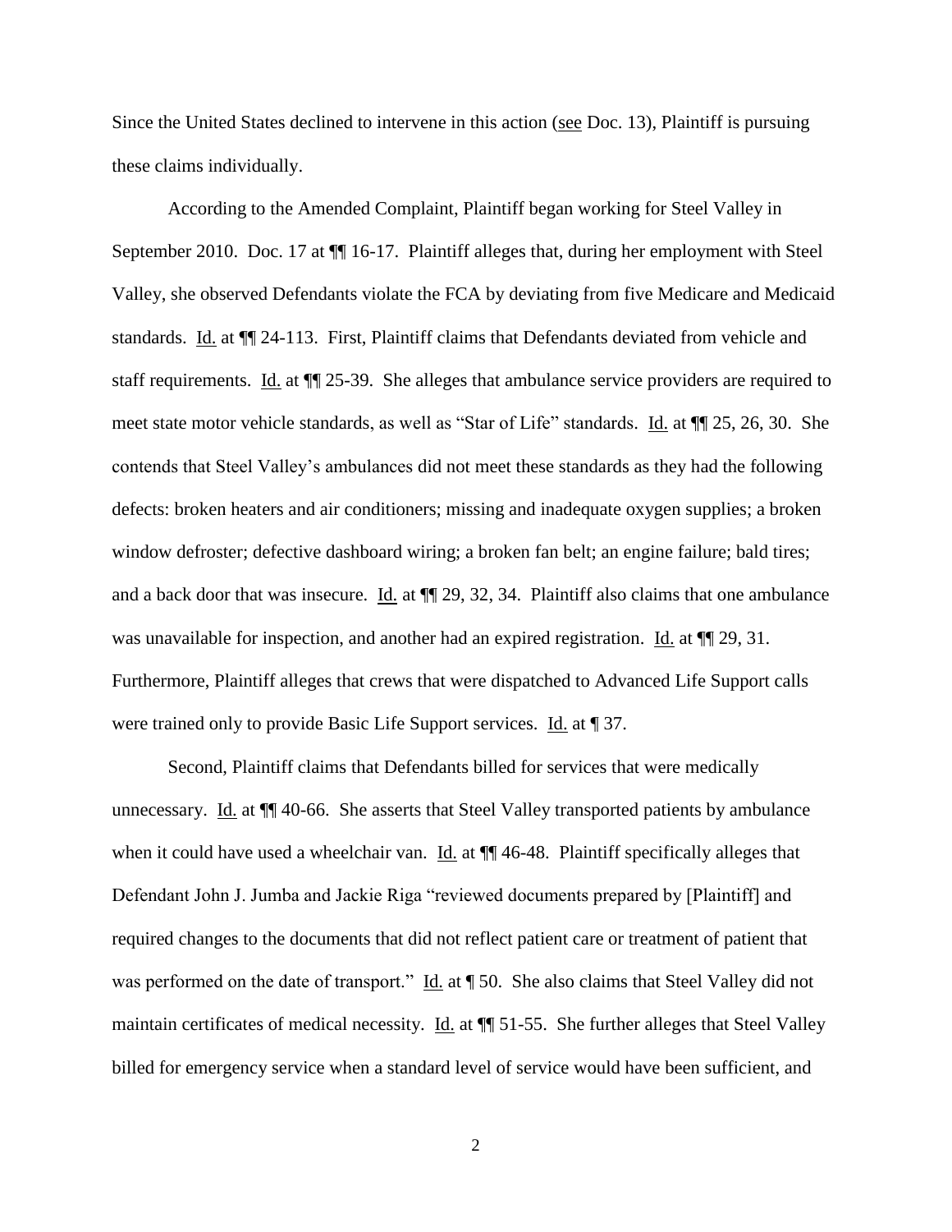Since the United States declined to intervene in this action (see Doc. 13), Plaintiff is pursuing these claims individually.

According to the Amended Complaint, Plaintiff began working for Steel Valley in September 2010. Doc. 17 at ¶¶ 16-17. Plaintiff alleges that, during her employment with Steel Valley, she observed Defendants violate the FCA by deviating from five Medicare and Medicaid standards. Id. at ¶¶ 24-113. First, Plaintiff claims that Defendants deviated from vehicle and staff requirements. Id. at ¶¶ 25-39. She alleges that ambulance service providers are required to meet state motor vehicle standards, as well as "Star of Life" standards. Id. at ¶¶ 25, 26, 30. She contends that Steel Valley's ambulances did not meet these standards as they had the following defects: broken heaters and air conditioners; missing and inadequate oxygen supplies; a broken window defroster; defective dashboard wiring; a broken fan belt; an engine failure; bald tires; and a back door that was insecure. Id. at ¶¶ 29, 32, 34. Plaintiff also claims that one ambulance was unavailable for inspection, and another had an expired registration. Id. at ¶¶ 29, 31. Furthermore, Plaintiff alleges that crews that were dispatched to Advanced Life Support calls were trained only to provide Basic Life Support services. Id. at ¶ 37.

Second, Plaintiff claims that Defendants billed for services that were medically unnecessary. Id. at ¶¶ 40-66. She asserts that Steel Valley transported patients by ambulance when it could have used a wheelchair van. Id. at ¶¶ 46-48. Plaintiff specifically alleges that Defendant John J. Jumba and Jackie Riga "reviewed documents prepared by [Plaintiff] and required changes to the documents that did not reflect patient care or treatment of patient that was performed on the date of transport." Id. at ¶ 50. She also claims that Steel Valley did not maintain certificates of medical necessity. Id. at ¶¶ 51-55. She further alleges that Steel Valley billed for emergency service when a standard level of service would have been sufficient, and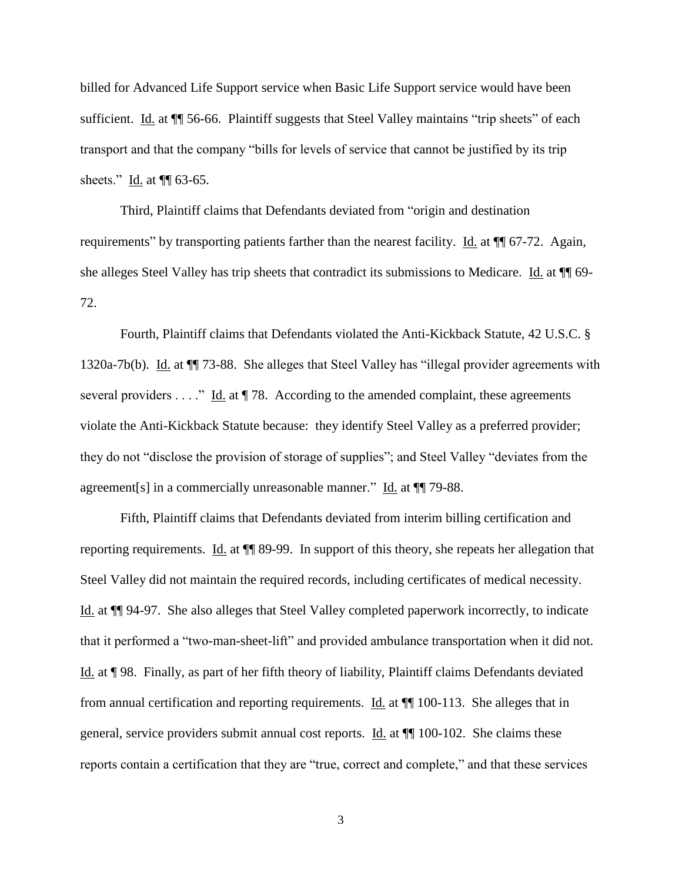billed for Advanced Life Support service when Basic Life Support service would have been sufficient. Id. at ¶¶ 56-66. Plaintiff suggests that Steel Valley maintains "trip sheets" of each transport and that the company "bills for levels of service that cannot be justified by its trip sheets." Id. at ¶¶ 63-65.

Third, Plaintiff claims that Defendants deviated from "origin and destination requirements" by transporting patients farther than the nearest facility. Id. at ¶¶ 67-72. Again, she alleges Steel Valley has trip sheets that contradict its submissions to Medicare. Id. at ¶¶ 69-72.

Fourth, Plaintiff claims that Defendants violated the Anti-Kickback Statute, 42 U.S.C. § 1320a-7b(b). Id. at ¶¶ 73-88. She alleges that Steel Valley has "illegal provider agreements with several providers . . . ." Id. at ¶ 78. According to the amended complaint, these agreements violate the Anti-Kickback Statute because: they identify Steel Valley as a preferred provider; they do not "disclose the provision of storage of supplies"; and Steel Valley "deviates from the agreement[s] in a commercially unreasonable manner." Id. at ¶¶ 79-88.

Fifth, Plaintiff claims that Defendants deviated from interim billing certification and reporting requirements. Id. at ¶¶ 89-99. In support of this theory, she repeats her allegation that Steel Valley did not maintain the required records, including certificates of medical necessity. Id. at ¶¶ 94-97. She also alleges that Steel Valley completed paperwork incorrectly, to indicate that it performed a "two-man-sheet-lift" and provided ambulance transportation when it did not. Id. at ¶ 98. Finally, as part of her fifth theory of liability, Plaintiff claims Defendants deviated from annual certification and reporting requirements. Id. at ¶¶ 100-113. She alleges that in general, service providers submit annual cost reports. Id. at ¶¶ 100-102. She claims these reports contain a certification that they are "true, correct and complete," and that these services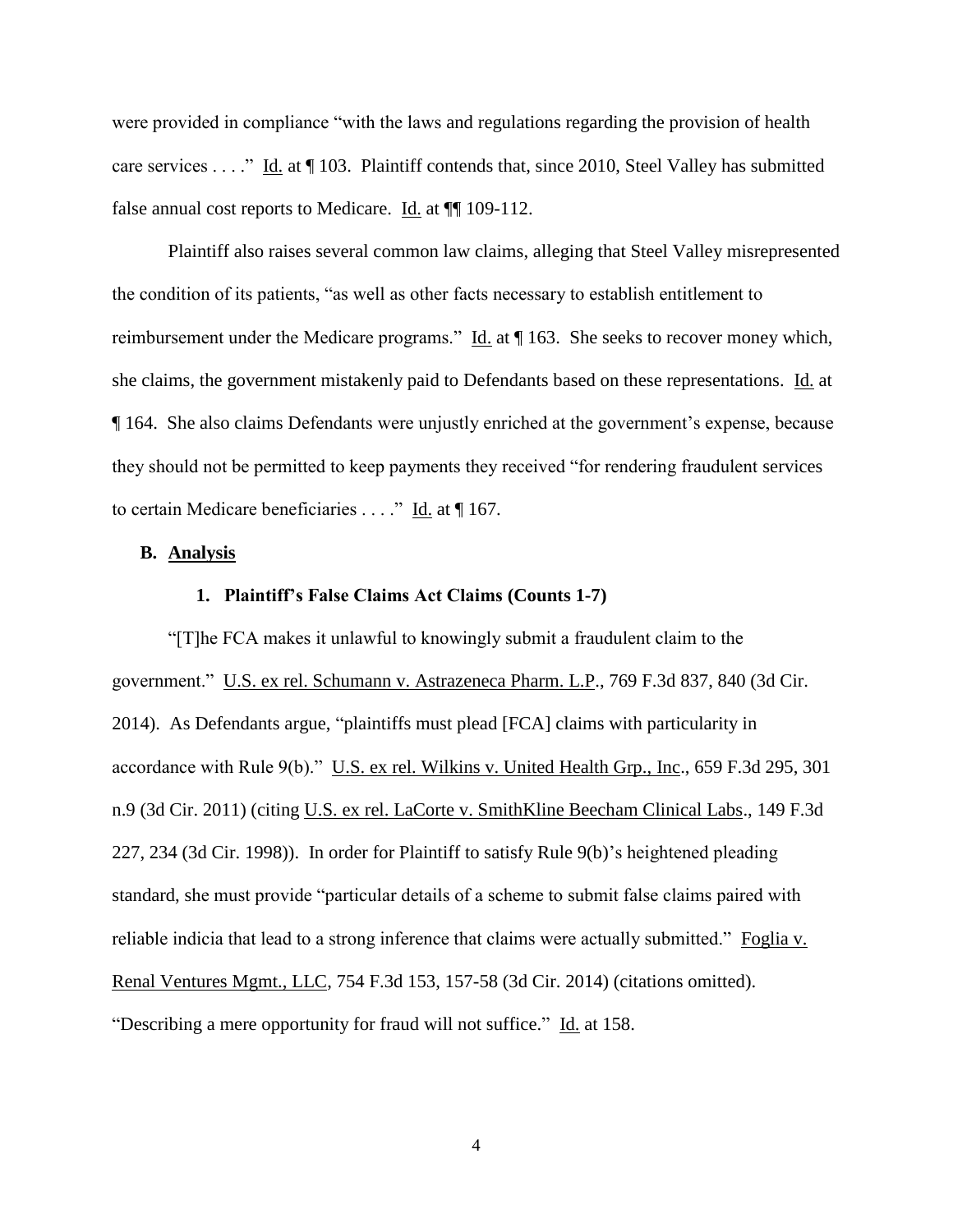were provided in compliance "with the laws and regulations regarding the provision of health care services . . . ." Id. at ¶ 103. Plaintiff contends that, since 2010, Steel Valley has submitted false annual cost reports to Medicare. Id. at ¶¶ 109-112.

Plaintiff also raises several common law claims, alleging that Steel Valley misrepresented the condition of its patients, "as well as other facts necessary to establish entitlement to reimbursement under the Medicare programs." Id. at ¶ 163. She seeks to recover money which, she claims, the government mistakenly paid to Defendants based on these representations. Id. at ¶ 164. She also claims Defendants were unjustly enriched at the government's expense, because they should not be permitted to keep payments they received "for rendering fraudulent services to certain Medicare beneficiaries . . . ." Id. at ¶ 167.

## B. Analysis

### 1. Plaintiff's False Claims Act Claims (Counts 1-7)

"[T]he FCA makes it unlawful to knowingly submit a fraudulent claim to the government." U.S. ex rel. Schumann v. Astrazeneca Pharm. L.P., 769 F.3d 837, 840 (3d Cir. 2014). As Defendants argue, "plaintiffs must plead [FCA] claims with particularity in accordance with Rule 9(b)." U.S. ex rel. Wilkins v. United Health Grp., Inc., 659 F.3d 295, 301 n.9 (3d Cir. 2011) (citing U.S. ex rel. LaCorte v. SmithKline Beecham Clinical Labs., 149 F.3d 227, 234 (3d Cir. 1998)). In order for Plaintiff to satisfy Rule 9(b)'s heightened pleading standard, she must provide "particular details of a scheme to submit false claims paired with reliable indicia that lead to a strong inference that claims were actually submitted." Foglia v. Renal Ventures Mgmt., LLC, 754 F.3d 153, 157-58 (3d Cir. 2014) (citations omitted). "Describing a mere opportunity for fraud will not suffice." Id. at 158.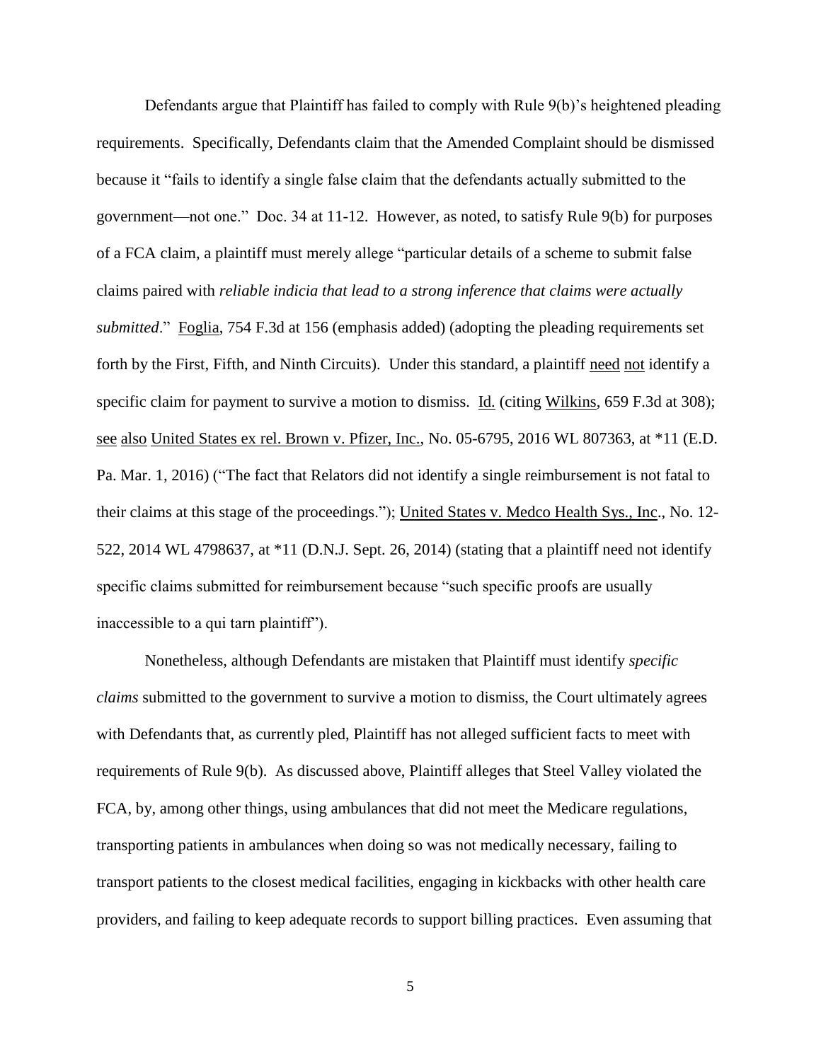Defendants argue that Plaintiff has failed to comply with Rule 9(b)'s heightened pleading requirements. Specifically, Defendants claim that the Amended Complaint should be dismissed because it "fails to identify a single false claim that the defendants actually submitted to the government—not one." Doc. 34 at 11-12. However, as noted, to satisfy Rule 9(b) for purposes of a FCA claim, a plaintiff must merely allege "particular details of a scheme to submit false claims paired with *reliable indicia that lead to a strong inference that claims were actually submitted*." Foglia, 754 F.3d at 156 (emphasis added) (adopting the pleading requirements set forth by the First, Fifth, and Ninth Circuits). Under this standard, a plaintiff need not identify a specific claim for payment to survive a motion to dismiss. Id. (citing Wilkins, 659 F.3d at 308); see also United States ex rel. Brown v. Pfizer, Inc., No. 05-6795, 2016 WL 807363, at *11 (E.D. Pa. Mar. 1, 2016) ("The fact that Relators did not identify a single reimbursement is not fatal to their claims at this stage of the proceedings."); United States v. Medco Health Sys., Inc., No. 12-522, 2014 WL 4798637, at *11 (D.N.J. Sept. 26, 2014) (stating that a plaintiff need not identify specific claims submitted for reimbursement because "such specific proofs are usually inaccessible to a qui tarn plaintiff").

Nonetheless, although Defendants are mistaken that Plaintiff must identify *specific claims* submitted to the government to survive a motion to dismiss, the Court ultimately agrees with Defendants that, as currently pled, Plaintiff has not alleged sufficient facts to meet with requirements of Rule 9(b). As discussed above, Plaintiff alleges that Steel Valley violated the FCA, by, among other things, using ambulances that did not meet the Medicare regulations, transporting patients in ambulances when doing so was not medically necessary, failing to transport patients to the closest medical facilities, engaging in kickbacks with other health care providers, and failing to keep adequate records to support billing practices. Even assuming that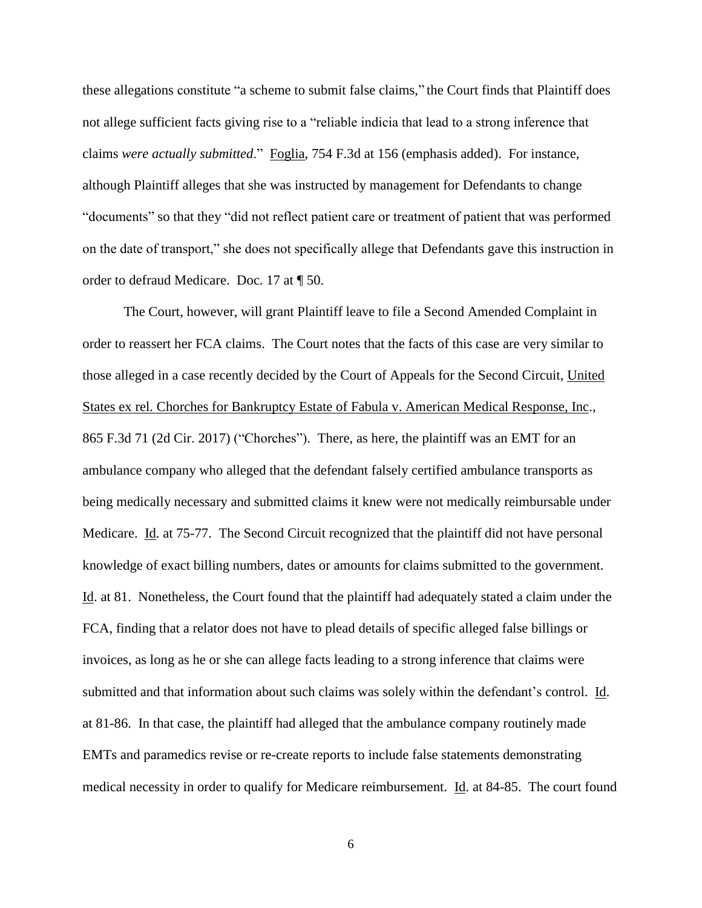these allegations constitute "a scheme to submit false claims," the Court finds that Plaintiff does not allege sufficient facts giving rise to a "reliable indicia that lead to a strong inference that claims *were actually submitted*." Foglia, 754 F.3d at 156 (emphasis added). For instance, although Plaintiff alleges that she was instructed by management for Defendants to change "documents" so that they "did not reflect patient care or treatment of patient that was performed on the date of transport," she does not specifically allege that Defendants gave this instruction in order to defraud Medicare. Doc. 17 at ¶ 50.

The Court, however, will grant Plaintiff leave to file a Second Amended Complaint in order to reassert her FCA claims. The Court notes that the facts of this case are very similar to those alleged in a case recently decided by the Court of Appeals for the Second Circuit, United States ex rel. Chorches for Bankruptcy Estate of Fabula v. American Medical Response, Inc., 865 F.3d 71 (2d Cir. 2017) ("Chorches"). There, as here, the plaintiff was an EMT for an ambulance company who alleged that the defendant falsely certified ambulance transports as being medically necessary and submitted claims it knew were not medically reimbursable under Medicare. Id. at 75-77. The Second Circuit recognized that the plaintiff did not have personal knowledge of exact billing numbers, dates or amounts for claims submitted to the government. Id. at 81. Nonetheless, the Court found that the plaintiff had adequately stated a claim under the FCA, finding that a relator does not have to plead details of specific alleged false billings or invoices, as long as he or she can allege facts leading to a strong inference that claims were submitted and that information about such claims was solely within the defendant's control. Id. at 81-86. In that case, the plaintiff had alleged that the ambulance company routinely made EMTs and paramedics revise or re-create reports to include false statements demonstrating medical necessity in order to qualify for Medicare reimbursement. Id. at 84-85. The court found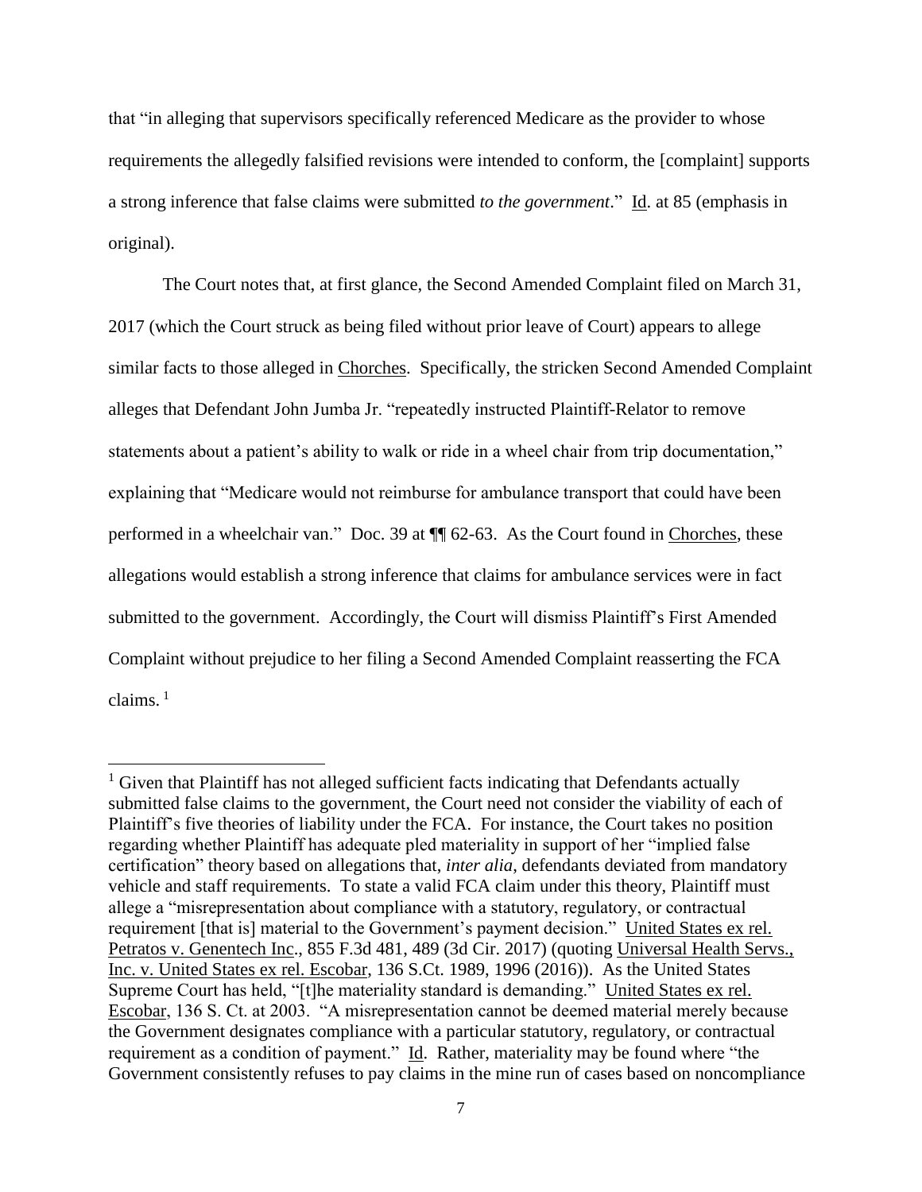that "in alleging that supervisors specifically referenced Medicare as the provider to whose requirements the allegedly falsified revisions were intended to conform, the [complaint] supports a strong inference that false claims were submitted *to the government*." Id. at 85 (emphasis in original).

The Court notes that, at first glance, the Second Amended Complaint filed on March 31, 2017 (which the Court struck as being filed without prior leave of Court) appears to allege similar facts to those alleged in Chorches. Specifically, the stricken Second Amended Complaint alleges that Defendant John Jumba Jr. "repeatedly instructed Plaintiff-Relator to remove statements about a patient's ability to walk or ride in a wheel chair from trip documentation," explaining that "Medicare would not reimburse for ambulance transport that could have been performed in a wheelchair van." Doc. 39 at ¶¶ 62-63. As the Court found in Chorches, these allegations would establish a strong inference that claims for ambulance services were in fact submitted to the government. Accordingly, the Court will dismiss Plaintiff's First Amended Complaint without prejudice to her filing a Second Amended Complaint reasserting the FCA claims.[1]

---

[1] Given that Plaintiff has not alleged sufficient facts indicating that Defendants actually submitted false claims to the government, the Court need not consider the viability of each of Plaintiff's five theories of liability under the FCA. For instance, the Court takes no position regarding whether Plaintiff has adequate pled materiality in support of her "implied false certification" theory based on allegations that, *inter alia*, defendants deviated from mandatory vehicle and staff requirements. To state a valid FCA claim under this theory, Plaintiff must allege a "misrepresentation about compliance with a statutory, regulatory, or contractual requirement [that is] material to the Government's payment decision." United States ex rel. Petratos v. Genentech Inc., 855 F.3d 481, 489 (3d Cir. 2017) (quoting Universal Health Servs., Inc. v. United States ex rel. Escobar, 136 S.Ct. 1989, 1996 (2016)). As the United States Supreme Court has held, "[t]he materiality standard is demanding." United States ex rel. Escobar, 136 S. Ct. at 2003. "A misrepresentation cannot be deemed material merely because the Government designates compliance with a particular statutory, regulatory, or contractual requirement as a condition of payment." Id. Rather, materiality may be found where "the Government consistently refuses to pay claims in the mine run of cases based on noncompliance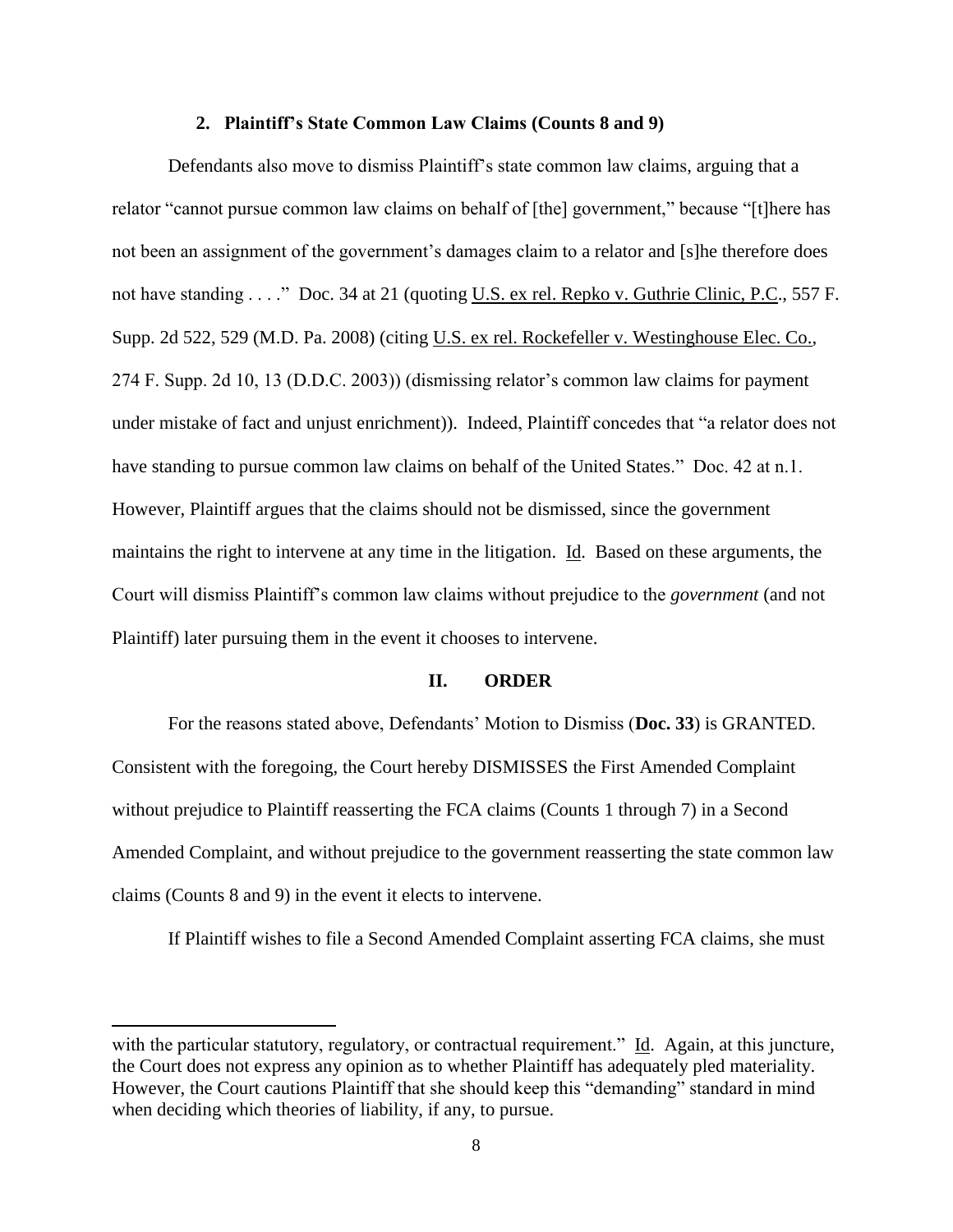### 2. Plaintiff's State Common Law Claims (Counts 8 and 9)

Defendants also move to dismiss Plaintiff's state common law claims, arguing that a relator "cannot pursue common law claims on behalf of [the] government," because "[t]here has not been an assignment of the government's damages claim to a relator and [s]he therefore does not have standing . . . ." Doc. 34 at 21 (quoting U.S. ex rel. Repko v. Guthrie Clinic, P.C., 557 F. Supp. 2d 522, 529 (M.D. Pa. 2008) (citing U.S. ex rel. Rockefeller v. Westinghouse Elec. Co., 274 F. Supp. 2d 10, 13 (D.D.C. 2003)) (dismissing relator's common law claims for payment under mistake of fact and unjust enrichment)). Indeed, Plaintiff concedes that "a relator does not have standing to pursue common law claims on behalf of the United States." Doc. 42 at n.1. However, Plaintiff argues that the claims should not be dismissed, since the government maintains the right to intervene at any time in the litigation. Id. Based on these arguments, the Court will dismiss Plaintiff's common law claims without prejudice to the *government* (and not Plaintiff) later pursuing them in the event it chooses to intervene.

## II. ORDER

For the reasons stated above, Defendants' Motion to Dismiss (**Doc. 33**) is GRANTED. Consistent with the foregoing, the Court hereby DISMISSES the First Amended Complaint without prejudice to Plaintiff reasserting the FCA claims (Counts 1 through 7) in a Second Amended Complaint, and without prejudice to the government reasserting the state common law claims (Counts 8 and 9) in the event it elects to intervene.

If Plaintiff wishes to file a Second Amended Complaint asserting FCA claims, she must

---

with the particular statutory, regulatory, or contractual requirement." Id. Again, at this juncture, the Court does not express any opinion as to whether Plaintiff has adequately pled materiality. However, the Court cautions Plaintiff that she should keep this "demanding" standard in mind when deciding which theories of liability, if any, to pursue.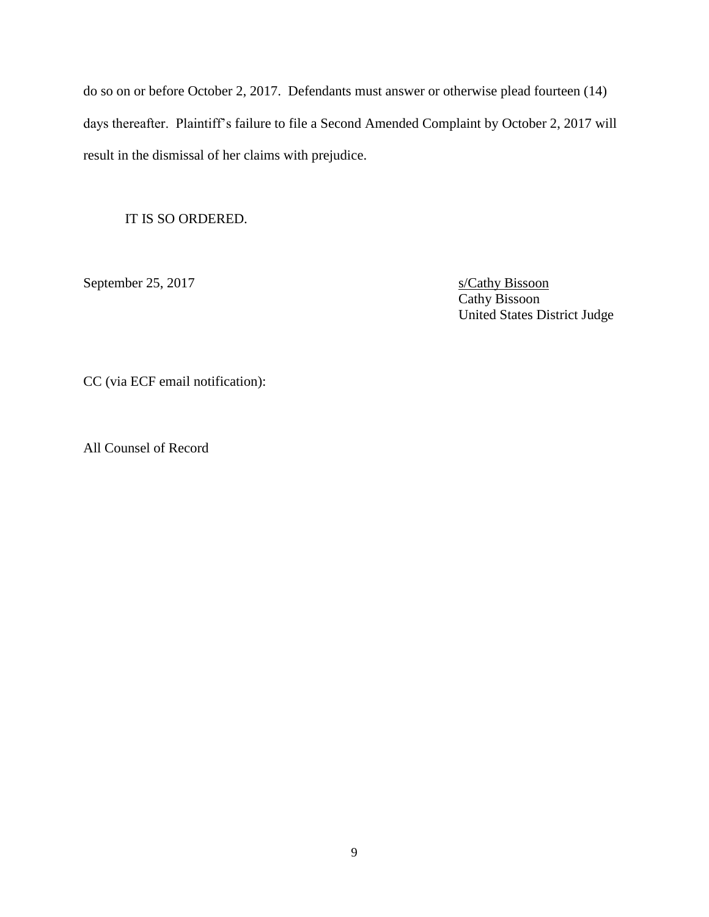do so on or before October 2, 2017. Defendants must answer or otherwise plead fourteen (14) days thereafter. Plaintiff's failure to file a Second Amended Complaint by October 2, 2017 will result in the dismissal of her claims with prejudice.

IT IS SO ORDERED.

September 25, 2017

s/Cathy Bissoon
Cathy Bissoon
United States District Judge

CC (via ECF email notification):

All Counsel of Record